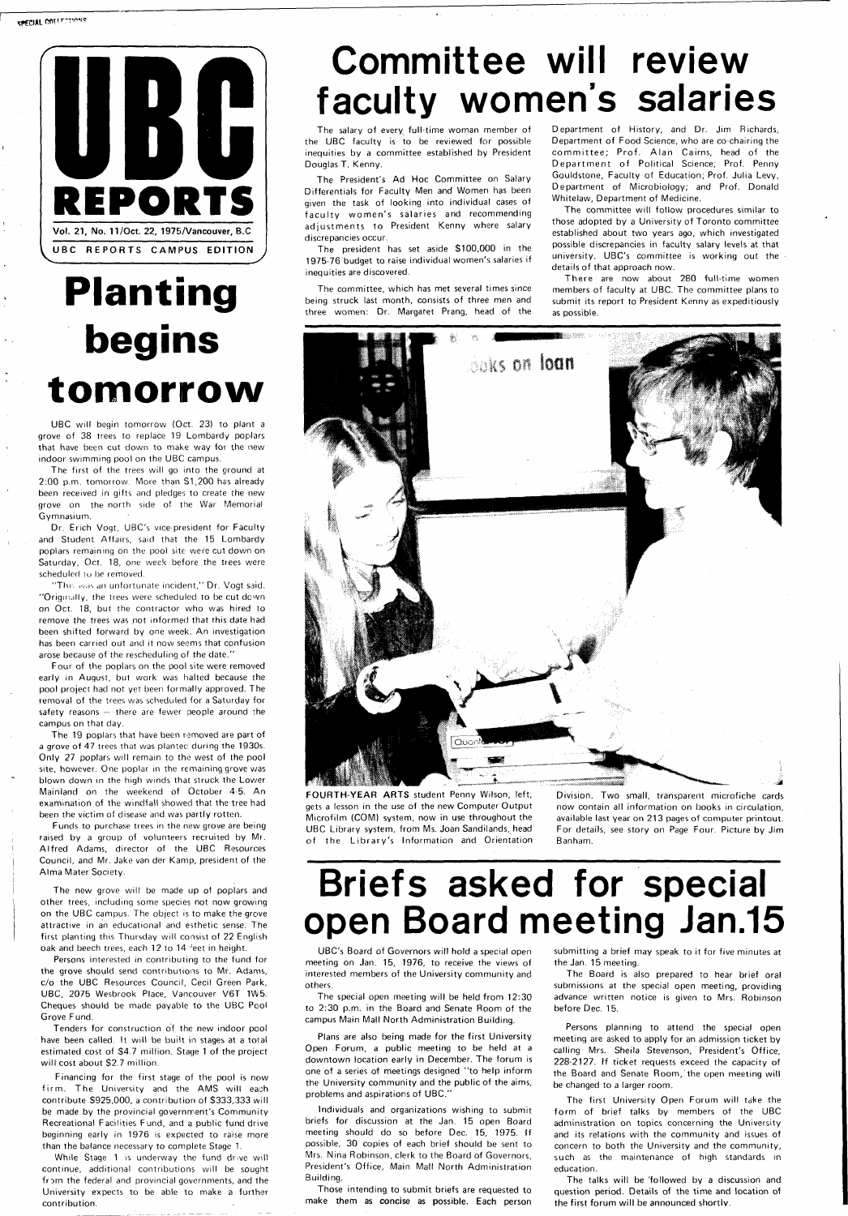# UBC REPORTS

Vol. 21, No. 11/Oct. 22, 1975/Vancouver, B.C

UBC REPORTS CAMPUS EDITION

# Committee will review faculty women's salaries

The salary of every full-time woman member of the UBC faculty is to be reviewed for possible inequities by a committee established by President Douglas T. Kenny.

The President's Ad Hoc Committee on Salary Differentials for Faculty Men and Women has been given the task of looking into individual cases of faculty women's salaries and recommending adjustments to President Kenny where salary discrepancies occur.

The president has set aside $100,000 in the 1975-76 budget to raise individual women's salaries if inequities are discovered.

The committee, which has met several times since being struck last month, consists of three men and three women: Dr. Margaret Prang, head of the Department of History, and Dr. Jim Richards, Department of Food Science, who are co-chairing the committee; Prof. Alan Cairns, head of the Department of Political Science; Prof. Penny Gouldstone, Faculty of Education; Prof. Julia Levy, Department of Microbiology; and Prof. Donald Whitelaw, Department of Medicine.

The committee will follow procedures similar to those adopted by a University of Toronto committee established about two years ago, which investigated possible discrepancies in faculty salary levels at that university. UBC's committee is working out the details of that approach now.

There are now about 280 full-time women members of faculty at UBC. The committee plans to submit its report to President Kenny as expeditiously as possible.

# Planting begins tomorrow

UBC will begin tomorrow (Oct. 23) to plant a grove of 38 trees to replace 19 Lombardy poplars that have been cut down to make way for the new indoor swimming pool on the UBC campus.

The first of the trees will go into the ground at 2:00 p.m. tomorrow. More than $1,200 has already been received in gifts and pledges to create the new grove on the north side of the War Memorial Gymnasium.

Dr. Erich Vogt, UBC's vice-president for Faculty and Student Affairs, said that the 15 Lombardy poplars remaining on the pool site were cut down on Saturday, Oct. 18, one week before the trees were scheduled to be removed.

"This was an unfortunate incident," Dr. Vogt said. "Originally, the trees were scheduled to be cut down on Oct. 18, but the contractor who was hired to remove the trees was not informed that this date had been shifted forward by one week. An investigation has been carried out and it now seems that confusion arose because of the rescheduling of the date."

Four of the poplars on the pool site were removed early in August, but work was halted because the pool project had not yet been formally approved. The removal of the trees was scheduled for a Saturday for safety reasons — there are fewer people around the campus on that day.

The 19 poplars that have been removed are part of a grove of 47 trees that was planted during the 1930s. Only 27 poplars will remain to the west of the pool site, however. One poplar in the remaining grove was blown down in the high winds that struck the Lower Mainland on the weekend of October 4-5. An examination of the windfall showed that the tree had been the victim of disease and was partly rotten.

Funds to purchase trees in the new grove are being raised by a group of volunteers recruited by Mr. Alfred Adams, director of the UBC Resources Council, and Mr. Jake van der Kamp, president of the Alma Mater Society.

The new grove will be made up of poplars and other trees, including some species not now growing on the UBC campus. The object is to make the grove attractive in an educational and esthetic sense. The first planting this Thursday will consist of 22 English oak and beech trees, each 12 to 14 feet in height.

Persons interested in contributing to the fund for the grove should send contributions to Mr. Adams, c/o the UBC Resources Council, Cecil Green Park, UBC, 2075 Wesbrook Place, Vancouver V6T 1W5. Cheques should be made payable to the UBC Pool Grove Fund.

Tenders for construction of the new indoor pool have been called. It will be built in stages at a total estimated cost of $4.7 million. Stage 1 of the project will cost about $2.7 million.

Financing for the first stage of the pool is now firm. The University and the AMS will each contribute $925,000, a contribution of $333,333 will be made by the provincial government's Community Recreational Facilities Fund, and a public fund drive beginning early in 1976 is expected to raise more than the balance necessary to complete Stage 1.

While Stage 1 is underway the fund drive will continue, additional contributions will be sought from the federal and provincial governments, and the University expects to be able to make a further contribution.

FOURTH-YEAR ARTS student Penny Wilson, left, gets a lesson in the use of the new Computer Output Microfilm (COM) system, now in use throughout the UBC Library system, from Ms. Joan Sandilands, head of the Library's Information and Orientation Division. Two small, transparent microfiche cards now contain all information on books in circulation, available last year on 213 pages of computer printout. For details, see story on Page Four. Picture by Jim Banham.

# Briefs asked for special open Board meeting Jan.15

UBC's Board of Governors will hold a special open meeting on Jan. 15, 1976, to receive the views of interested members of the University community and others.

The special open meeting will be held from 12:30 to 2:30 p.m. in the Board and Senate Room of the campus Main Mall North Administration Building.

Plans are also being made for the first University Open Forum, a public meeting to be held at a downtown location early in December. The forum is one of a series of meetings designed "to help inform the University community and the public of the aims, problems and aspirations of UBC."

Individuals and organizations wishing to submit briefs for discussion at the Jan. 15 open Board meeting should do so before Dec. 15, 1975. If possible, 30 copies of each brief should be sent to Mrs. Nina Robinson, clerk to the Board of Governors, President's Office, Main Mall North Administration Building.

Those intending to submit briefs are requested to make them as concise as possible. Each person submitting a brief may speak to it for five minutes at the Jan. 15 meeting.

The Board is also prepared to hear brief oral submissions at the special open meeting, providing advance written notice is given to Mrs. Robinson before Dec. 15.

Persons planning to attend the special open meeting are asked to apply for an admission ticket by calling Mrs. Sheila Stevenson, President's Office, 228-2127. If ticket requests exceed the capacity of the Board and Senate Room, the open meeting will be changed to a larger room.

The first University Open Forum will take the form of brief talks by members of the UBC administration on topics concerning the University and its relations with the community and issues of concern to both the University and the community, such as the maintenance of high standards in education.

The talks will be followed by a discussion and question period. Details of the time and location of the first forum will be announced shortly.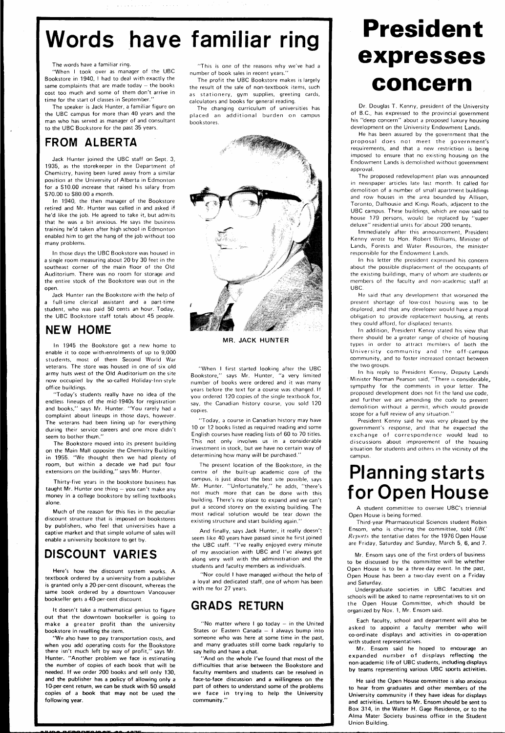# Words have familiar ring

The words have a familiar ring.

"When I took over as manager of the UBC Bookstore in 1940, I had to deal with exactly the same complaints that are made today – the books cost too much and some of them don't arrive in time for the start of classes in September."

The speaker is Jack Hunter, a familiar figure on the UBC campus for more than 40 years and the man who has served as manager of and consultant to the UBC Bookstore for the past 35 years.

## FROM ALBERTA

Jack Hunter joined the UBC staff on Sept. 3, 1935, as the storekeeper in the Department of Chemistry, having been lured away from a similar position at the University of Alberta in Edmonton for a $10.00 increase that raised his salary from $70.00 to $80.00 a month.

In 1940, the then manager of the Bookstore retired and Mr. Hunter was called in and asked if he'd like the job. He agreed to take it, but admits that he was a bit anxious. He says the business training he'd taken after high school in Edmonton enabled him to get the hang of the job without too many problems.

In those days the UBC Bookstore was housed in a single room measuring about 20 by 30 feet in the southeast corner of the main floor of the Old Auditorium. There was no room for storage and the entire stock of the Bookstore was out in the open.

Jack Hunter ran the Bookstore with the help of a full-time clerical assistant and a part-time student, who was paid 50 cents an hour. Today, the UBC Bookstore staff totals about 45 people.

## NEW HOME

In 1945 the Bookstore got a new home to enable it to cope with enrolments of up to 9,000 students, most of them Second World War veterans. The store was housed in one of six old army huts west of the Old Auditorium on the site now occupied by the so-called Holiday-Inn-style office buildings.

"Today's students really have no idea of the endless lineups of the mid-1940s for registration and books," says Mr. Hunter. "You rarely had a complaint about lineups in those days, however. The veterans had been lining up for everything during their service careers and one more didn't seem to bother them."

The Bookstore moved into its present building on the Main Mall opposite the Chemistry Building in 1955. "We thought then we had plenty of room, but within a decade we had put four extensions on the building," says Mr. Hunter.

Thirty-five years in the bookstore business has taught Mr. Hunter one thing – you can't make any money in a college bookstore by selling textbooks alone.

Much of the reason for this lies in the peculiar discount structure that is imposed on bookstores by publishers, who feel that universities have a captive market and that simple volume of sales will enable a university bookstore to get by.

## DISCOUNT VARIES

Here's how the discount system works. A textbook ordered by a university from a publisher is granted only a 20-per-cent discount, whereas the same book ordered by a downtown Vancouver bookseller gets a 40-per-cent discount.

It doesn't take a mathematical genius to figure out that the downtown bookseller is going to make a greater profit than the university bookstore in reselling the item.

"We also have to pay transportation costs, and when you add operating costs for the Bookstore there isn't much left by way of profit," says Mr. Hunter. "Another problem we face is estimating the number of copies of each book that will be needed. If we order 200 books and sell only 130, and the publisher has a policy of allowing only a 10-per-cent return, we can be stuck with 50 unsold copies of a book that may not be used the following year.

"This is one of the reasons why we've had a number of book sales in recent years."

The profit the UBC Bookstore makes is largely the result of the sale of non-textbook items, such as stationery, gym supplies, greeting cards, calculators and books for general reading.

The changing curriculum of universities has placed an additional burden on campus bookstores.

MR. JACK HUNTER

"When I first started looking after the UBC Bookstore," says Mr. Hunter, "a very limited number of books were ordered and it was many years before the text for a course was changed. If you ordered 120 copies of the single textbook for, say, the Canadian history course, you sold 120 copies.

"Today, a course in Canadian history may have 10 or 12 books listed as required reading and some English courses have reading lists of 60 to 70 titles. This not only involves us in a considerable investment in stock, but we have no certain way of determining how many will be purchased."

The present location of the Bookstore, in the centre of the built-up academic core of the campus, is just about the best site possible, says Mr. Hunter. "Unfortunately," he adds, "there's not much more that can be done with this building. There's no place to expand and we can't put a second storey on the existing building. The most radical solution would be tear down the existing structure and start building again."

And finally, says Jack Hunter, it really doesn't seem like 40 years have passed since he first joined the UBC staff. "I've really enjoyed every minute of my association with UBC and I've always got along very well with the administration and the students and faculty members as individuals.

"Nor could I have managed without the help of a loyal and dedicated staff, one of whom has been with me for 27 years.

## GRADS RETURN

"No matter where I go today – in the United States or Eastern Canada – I always bump into someone who was here at some time in the past, and many graduates still come back regularly to say hello and have a chat.

"And on the whole I've found that most of the difficulties that arise between the Bookstore and faculty members and students can be resolved in face-to-face discussion and a willingness on the part of others to understand some of the problems we face in trying to help the University community."

# President expresses concern

Dr. Douglas T. Kenny, president of the University of B.C., has expressed to the provincial government his "deep concern" about a proposed luxury housing development on the University Endowment Lands.

He has been assured by the government that the proposal does not meet the government's requirements, and that a new restriction is being imposed to ensure that no existing housing on the Endowment Lands is demolished without government approval.

The proposed redevelopment plan was announced in newspaper articles late last month. It called for demolition of a number of small apartment buildings and row houses in the area bounded by Allison, Toronto, Dalhousie and Kings Roads, adjacent to the UBC campus. These buildings, which are now said to house 179 persons, would be replaced by "super deluxe" residential units for about 200 tenants.

Immediately after this announcement, President Kenny wrote to Hon. Robert Williams, Minister of Lands, Forests and Water Resources, the minister responsible for the Endowment Lands.

In his letter the president expressed his concern about the possible displacement of the occupants of the existing buildings, many of whom are students or members of the faculty and non-academic staff at UBC.

He said that any development that worsened the present shortage of low-cost housing was to be deplored, and that any developer would have a moral obligation to provide replacement housing, at rents they could afford, for displaced tenants.

In addition, President Kenny stated his view that there should be a greater range of choice of housing types in order to attract members of both the University community and the off-campus community, and to foster increased contact between the two groups.

In his reply to President Kenny, Deputy Lands Minister Norman Pearson said, "There is considerable sympathy for the comments in your letter. The proposed development does not fit the land use code, and further we are amending the code to prevent demolition without a permit, which would provide scope for a full review of any situation."

President Kenny said he was very pleased by the government's response, and that he expected the exchange of correspondence would lead to discussions about improvement of the housing situation for students and others in the vicinity of the campus.

# Planning starts for Open House

A student committee to oversee UBC's triennial Open House is being formed.

Third-year Pharmaceutical Sciences student Robin Ensom, who is chairing the committee, told *UBC Reports* the tentative dates for the 1976 Open House are Friday, Saturday and Sunday, March 5, 6, and 7.

Mr. Ensom says one of the first orders of business to be discussed by the committee will be whether Open House is to be a three-day event. In the past, Open House has been a two-day event on a Friday and Saturday.

Undergraduate societies in UBC faculties and schools will be asked to name representatives to sit on the Open House Committee, which should be organized by Nov. 1, Mr. Ensom said.

Each faculty, school and department will also be asked to appoint a faculty member who will co-ordinate displays and activities in co-operation with student representatives.

Mr. Ensom said he hoped to encourage an expanded number of displays reflecting the non-academic life of UBC students, including displays by teams representing various UBC sports activities.

He said the Open House committee is also anxious to hear from graduates and other members of the University community if they have ideas for displays and activities. Letters to Mr. Ensom should be sent to Box 314, in the Walter H. Gage Residence, or to the Alma Mater Society business office in the Student Union Building.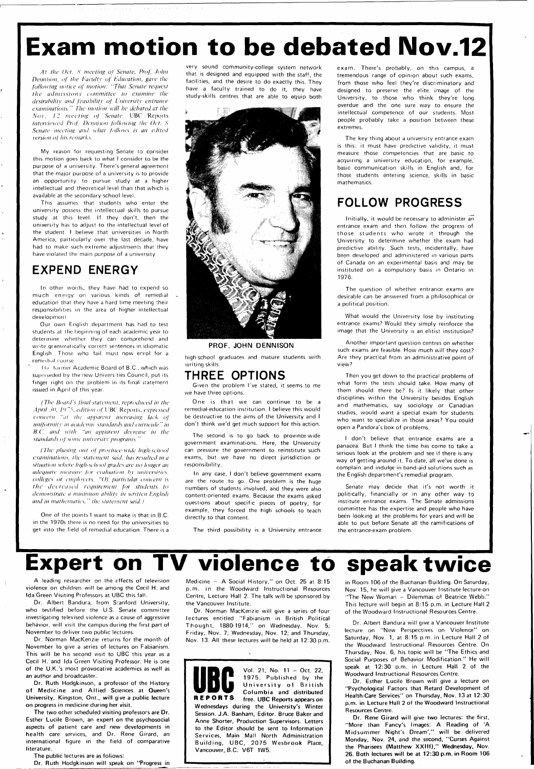# Exam motion to be debated Nov.12

*At the Oct. 8 meeting of Senate, Prof. John Dennison, of the Faculty of Education, gave the following notice of motion: "That Senate request the admissions committee to examine the desirability and feasibility of University entrance examinations." The motion will be debated at the Nov. 12 meeting of Senate. UBC Reports interviewed Prof. Dennison following the Oct. 8 Senate meeting and what follows is an edited version of his remarks.*

My reason for requesting Senate to consider this motion goes back to what I consider to be the purpose of a university. There's general agreement that the major purpose of a university is to provide an opportunity to pursue study at a higher intellectual and theoretical level than that which is available at the secondary-school level.

This assumes that students who enter the university possess the intellectual skills to pursue study at this level. If they don't, then the university has to adjust to the intellectual level of the student. I believe that universities in North America, particularly over the last decade, have had to make such extreme adjustments that they have violated the main purpose of a university.

## EXPEND ENERGY

In other words, they have had to expend so much energy on various kinds of remedial education that they have a hard time meeting their responsibilities in the area of higher intellectual development.

Our own English department has had to test students at the beginning of each academic year to determine whether they can comprehend and write grammatically correct sentences in idiomatic English. Those who fail must now enrol for a remedial course.

The former Academic Board of B.C., which was superseded by the new Universities Council, put its finger right on the problem in its final statement issued in April of this year.

*(The Board's final statement, reproduced in the April 30, 1975, edition of UBC Reports, expressed concern "at the apparent increasing lack of uniformity in academic standards and curricula" in B.C. and with "an apparent decrease in the standards of some university programs."*

*(The phasing out of province-wide high-school examinations, the statement said, has resulted in a situation where high-school grades are no longer an adequate measure for evaluation by universities, colleges or employers. "Of particular concern is the decreased requirement for students to demonstrate a minimum ability in written English and in mathematics," the statement said.)*

One of the points I want to make is that in B.C. in the 1970s there is no need for the universities to get into the field of remedial education. There is a very sound community-college system network that is designed and equipped with the staff, the facilities, and the desire to do exactly this. They have a faculty trained to do it, they have study-skills centres that are able to equip both high-school graduates and mature students with writing skills.

PROF. JOHN DENNISON

## THREE OPTIONS

Given the problem I've stated, it seems to me we have three options.

One is that we can continue to be a remedial-education institution. I believe this would be destructive to the aims of the University and I don't think we'd get much support for this action.

The second is to go back to province-wide government examinations. Here, the University can pressure the government to reinstitute such exams, but we have no direct jurisdiction or responsibility.

In any case, I don't believe government exams are the route to go. One problem is the huge numbers of students involved, and they were also content-oriented exams. Because the exams asked questions about specific pieces of poetry, for example, they forced the high schools to teach directly to that content.

The third possibility is a University entrance exam. There's probably, on this campus, a tremendous range of opinion about such exams, from those who feel they're discriminatory and designed to preserve the elite image of the University, to those who think they're long overdue and the one sure way to ensure the intellectual competence of our students. Most people probably take a position between these extremes.

The key thing about a university entrance exam is this: it must have predictive validity, it must measure those competencies that are basic to acquiring a university education, for example, basic communication skills in English and, for those students entering science, skills in basic mathematics.

## FOLLOW PROGRESS

Initially, it would be necessary to administer an entrance exam and then follow the progress of those students who wrote it through the University to determine whether the exam had predictive ability. Such tests, incidentally, have been developed and administered in various parts of Canada on an experimental basis and may be instituted on a compulsory basis in Ontario in 1976.

The question of whether entrance exams are desirable can be answered from a philosophical or a political position.

What would the University lose by instituting entrance exams? Would they simply reinforce the image that the University is an elitist institution?

Another important question centres on whether such exams are feasible. How much will they cost? Are they practical from an administrative point of view?

Then you get down to the practical problems of what form the tests should take. How many of them should there be? Is it likely that other disciplines within the University besides English and mathematics, say sociology or Canadian studies, would want a special exam for students who want to specialize in those areas? You could open a Pandora's box of problems.

I don't believe that entrance exams are a panacea. But I think the time has come to take a serious look at the problem and see if there is any way of getting around it. To date, all we've done is complain and indulge in band-aid solutions such as the English department's remedial program.

Senate may decide that it's not worth it politically, financially or in any other way to institute entrance exams. The Senate admissions committee has the expertise and people who have been looking at the problems for years and will be able to put before Senate all the ramifications of the entrance-exam problem.

# Expert on TV violence to speak twice

A leading researcher on the effects of television violence on children will be among the Cecil H. and Ida Green Visiting Professors at UBC this fall.

Dr. Albert Bandura, from Stanford University, who testified before the U.S. Senate committee investigating televised violence as a cause of aggressive behavior, will visit the campus during the first part of November to deliver two public lectures.

Dr. Norman MacKenzie returns for the month of November to give a series of lectures on Fabianism. This will be his second visit to UBC this year as a Cecil H. and Ida Green Visiting Professor. He is one of the U.K.'s most provocative academics as well as an author and broadcaster.

Dr. Ruth Hodgkinson, a professor of the History of Medicine and Allied Sciences at Queen's University, Kingston, Ont., will give a public lecture on progress in medicine during her visit.

The two other scheduled visiting professors are Dr. Esther Lucile Brown, an expert on the psychosocial aspects of patient care and new developments in health care services, and Dr. Rene Girard, an international figure in the field of comparative literature.

The public lectures are as follows:

Dr. Ruth Hodgkinson will speak on "Progress in Medicine – A Social History," on Oct. 25 at 8:15 p.m. in the Woodward Instructional Resources Centre, Lecture Hall 2. The talk will be sponsored by the Vancouver Institute.

Dr. Norman MacKenzie will give a series of four lectures entitled "Fabianism in British Political Thought, 1880-1914," on Wednesday, Nov. 5; Friday, Nov. 7; Wednesday, Nov. 12; and Thursday, Nov. 13. All these lectures will be held at 12:30 p.m. in Room 106 of the Buchanan Building. On Saturday, Nov. 15, he will give a Vancouver Institute lecture on "The New Woman – Dilemmas of Beatrice Webb." This lecture will begin at 8:15 p.m. in Lecture Hall 2 of the Woodward Instructional Resources Centre.

Dr. Albert Bandura will give a Vancouver Institute lecture on "New Perspectives on Violence" on Saturday, Nov. 1, at 8:15 p.m. in Lecture Hall 2 of the Woodward Instructional Resources Centre. On Thursday, Nov. 6, his topic will be "The Ethics and Social Purposes of Behavior Modification." He will speak at 12:30 p.m. in Lecture Hall 2 of the Woodward Instructional Resources Centre.

Dr. Esther Lucile Brown will give a lecture on "Psychological Factors that Retard Development of Health-Care Services" on Thursday, Nov. 13 at 12:30 p.m. in Lecture Hall 2 of the Woodward Instructional Resources Centre.

Dr. Rene Girard will give two lectures: the first, "More than Fancy's Images: A Reading of 'A Midsummer Night's Dream'," will be delivered Monday, Nov. 24, and the second, "Curses Against the Pharisees (Matthew XXIII)," Wednesday, Nov. 26. Both lectures will be at 12:30 p.m. in Room 106 of the Buchanan Building.

**UBC REPORTS** Vol. 21, No. 11 – Oct. 22, 1975. Published by the University of British Columbia and distributed free. UBC Reports appears on Wednesdays during the University's Winter Session. J.A. Banham, Editor. Bruce Baker and Anne Shorter, Production Supervisors. Letters to the Editor should be sent to Information Services, Main Mall North Administration Building, UBC, 2075 Wesbrook Place, Vancouver, B.C. V6T 1W5.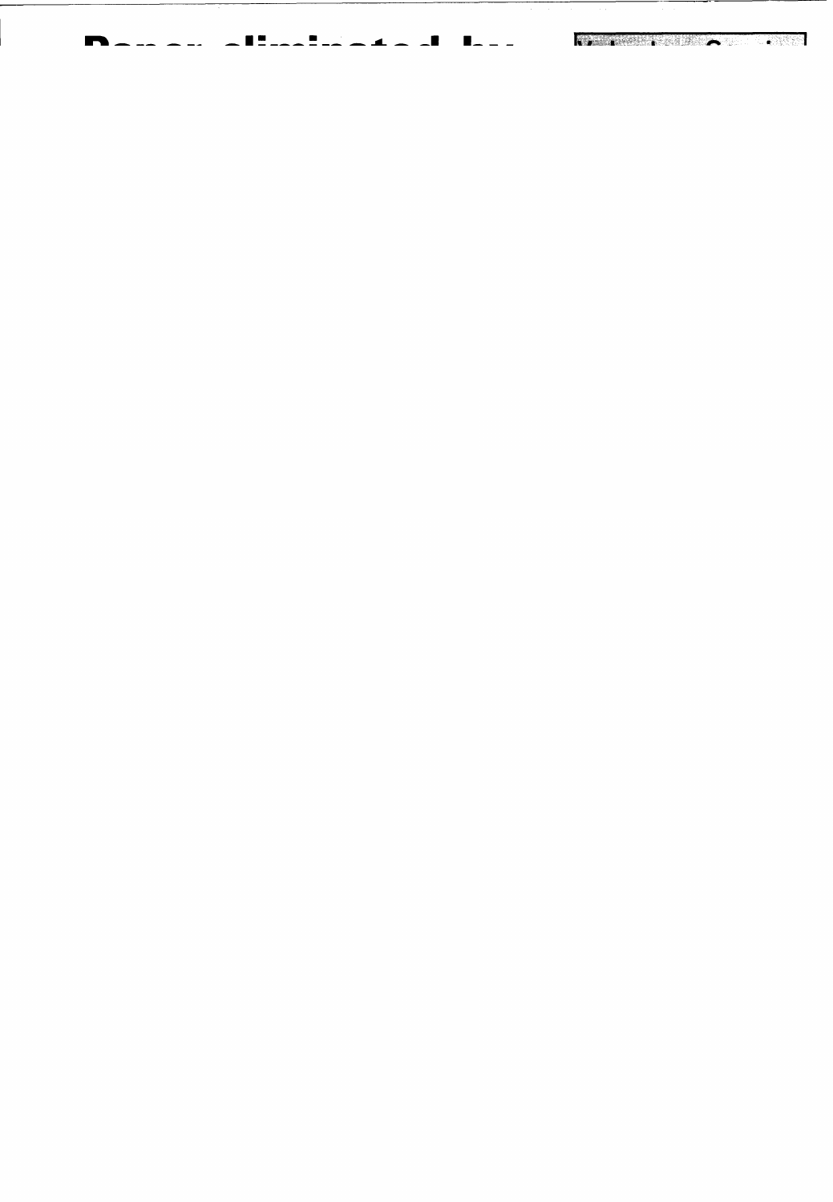# Paper eliminated by